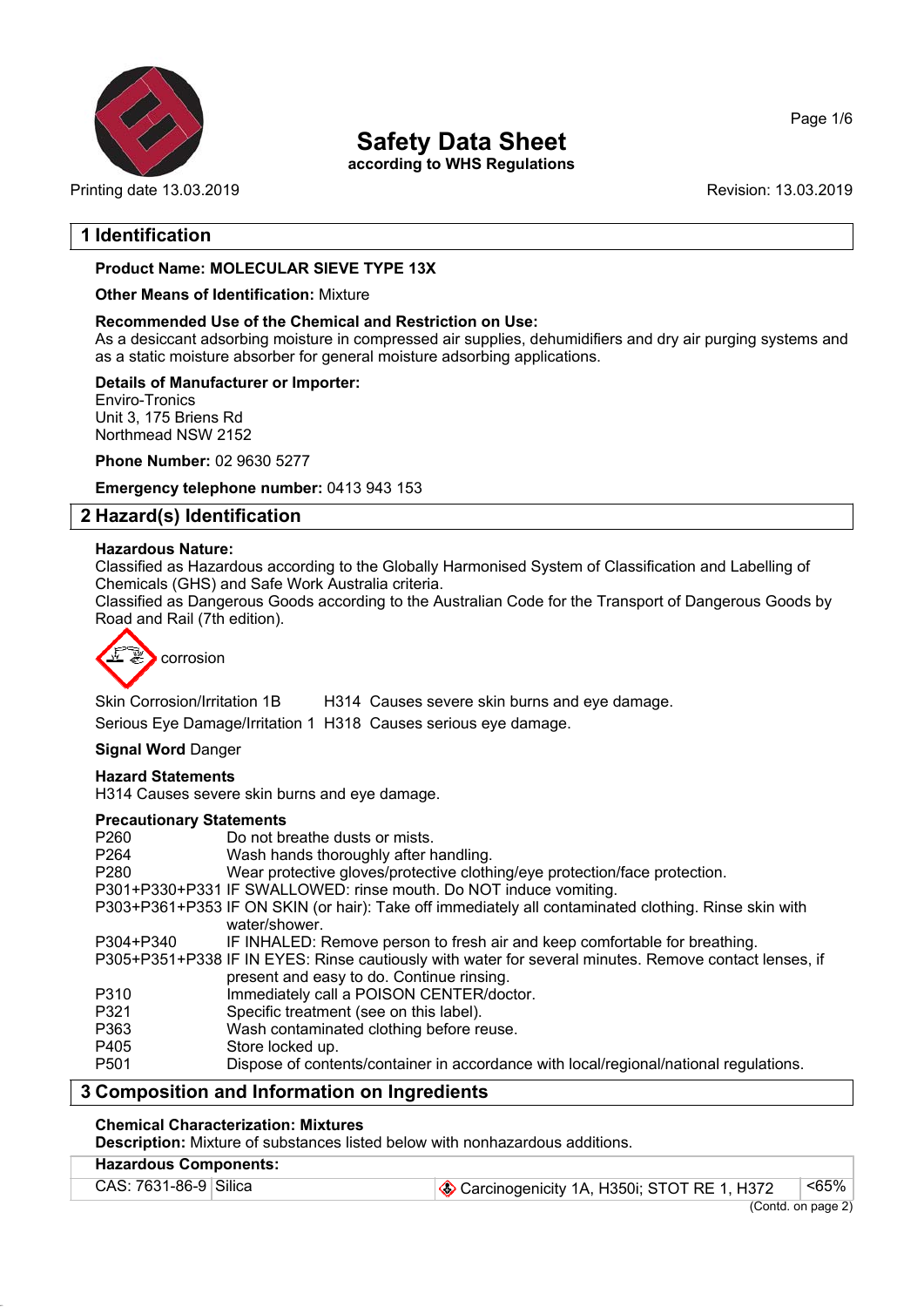# Safety Data Sheet

**according to WHS Regulations**

Printing date 13.03.2019 Revision: 13.03.2019

## 1 Identification

**Product Name: MOLECULAR SIEVE TYPE 13X**

**Other Means of Identification:** Mixture

**Recommended Use of the Chemical and Restriction on Use:**
As a desiccant adsorbing moisture in compressed air supplies, dehumidifiers and dry air purging systems and as a static moisture absorber for general moisture adsorbing applications.

**Details of Manufacturer or Importer:**
Enviro-Tronics
Unit 3, 175 Briens Rd
Northmead NSW 2152

**Phone Number:** 02 9630 5277

**Emergency telephone number:** 0413 943 153

## 2 Hazard(s) Identification

**Hazardous Nature:**
Classified as Hazardous according to the Globally Harmonised System of Classification and Labelling of Chemicals (GHS) and Safe Work Australia criteria.
Classified as Dangerous Goods according to the Australian Code for the Transport of Dangerous Goods by Road and Rail (7th edition).

corrosion

Skin Corrosion/Irritation 1B H314 Causes severe skin burns and eye damage.

Serious Eye Damage/Irritation 1 H318 Causes serious eye damage.

**Signal Word** Danger

**Hazard Statements**
H314 Causes severe skin burns and eye damage.

**Precautionary Statements**

P260 Do not breathe dusts or mists.
P264 Wash hands thoroughly after handling.
P280 Wear protective gloves/protective clothing/eye protection/face protection.
P301+P330+P331 IF SWALLOWED: rinse mouth. Do NOT induce vomiting.
P303+P361+P353 IF ON SKIN (or hair): Take off immediately all contaminated clothing. Rinse skin with water/shower.
P304+P340 IF INHALED: Remove person to fresh air and keep comfortable for breathing.
P305+P351+P338 IF IN EYES: Rinse cautiously with water for several minutes. Remove contact lenses, if present and easy to do. Continue rinsing.
P310 Immediately call a POISON CENTER/doctor.
P321 Specific treatment (see on this label).
P363 Wash contaminated clothing before reuse.
P405 Store locked up.
P501 Dispose of contents/container in accordance with local/regional/national regulations.

## 3 Composition and Information on Ingredients

**Chemical Characterization: Mixtures**
**Description:** Mixture of substances listed below with nonhazardous additions.

| **Hazardous Components:** | | | |
|---|---|---|---|
| CAS: 7631-86-9 | Silica | Carcinogenicity 1A, H350i; STOT RE 1, H372 | <65% |

(Contd. on page 2)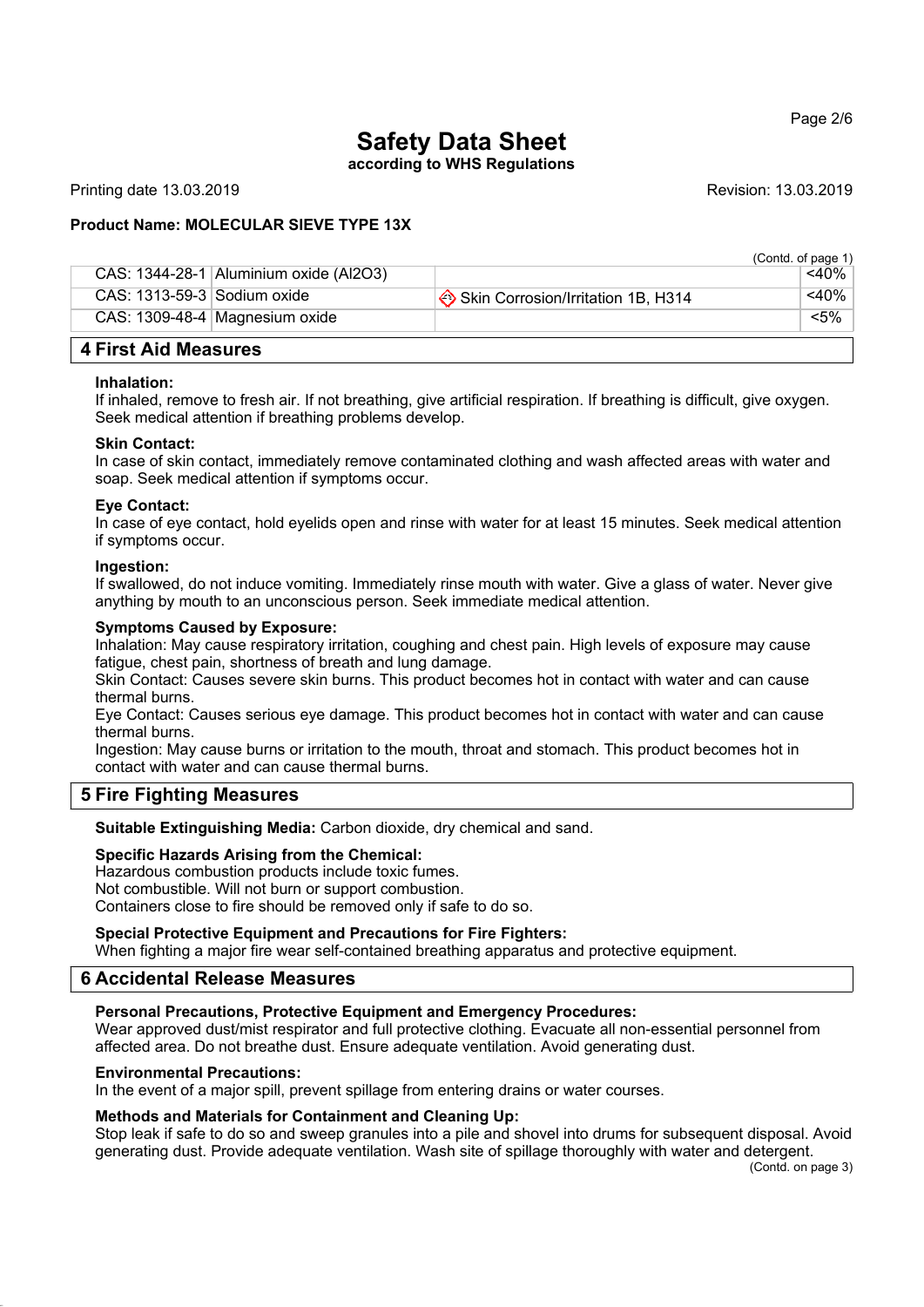# Safety Data Sheet

**according to WHS Regulations**

Printing date 13.03.2019 Revision: 13.03.2019

**Product Name: MOLECULAR SIEVE TYPE 13X**

(Contd. of page 1)

| CAS | Name | Classification | Content |
|---|---|---|---|
| CAS: 1344-28-1 | Aluminium oxide ($Al_2O_3$) | | <40% |
| CAS: 1313-59-3 | Sodium oxide | Skin Corrosion/Irritation 1B, H314 | <40% |
| CAS: 1309-48-4 | Magnesium oxide | | <5% |

## 4 First Aid Measures

**Inhalation:**
If inhaled, remove to fresh air. If not breathing, give artificial respiration. If breathing is difficult, give oxygen. Seek medical attention if breathing problems develop.

**Skin Contact:**
In case of skin contact, immediately remove contaminated clothing and wash affected areas with water and soap. Seek medical attention if symptoms occur.

**Eye Contact:**
In case of eye contact, hold eyelids open and rinse with water for at least 15 minutes. Seek medical attention if symptoms occur.

**Ingestion:**
If swallowed, do not induce vomiting. Immediately rinse mouth with water. Give a glass of water. Never give anything by mouth to an unconscious person. Seek immediate medical attention.

**Symptoms Caused by Exposure:**
Inhalation: May cause respiratory irritation, coughing and chest pain. High levels of exposure may cause fatigue, chest pain, shortness of breath and lung damage.
Skin Contact: Causes severe skin burns. This product becomes hot in contact with water and can cause thermal burns.
Eye Contact: Causes serious eye damage. This product becomes hot in contact with water and can cause thermal burns.
Ingestion: May cause burns or irritation to the mouth, throat and stomach. This product becomes hot in contact with water and can cause thermal burns.

## 5 Fire Fighting Measures

**Suitable Extinguishing Media:** Carbon dioxide, dry chemical and sand.

**Specific Hazards Arising from the Chemical:**
Hazardous combustion products include toxic fumes.
Not combustible. Will not burn or support combustion.
Containers close to fire should be removed only if safe to do so.

**Special Protective Equipment and Precautions for Fire Fighters:**
When fighting a major fire wear self-contained breathing apparatus and protective equipment.

## 6 Accidental Release Measures

**Personal Precautions, Protective Equipment and Emergency Procedures:**
Wear approved dust/mist respirator and full protective clothing. Evacuate all non-essential personnel from affected area. Do not breathe dust. Ensure adequate ventilation. Avoid generating dust.

**Environmental Precautions:**
In the event of a major spill, prevent spillage from entering drains or water courses.

**Methods and Materials for Containment and Cleaning Up:**
Stop leak if safe to do so and sweep granules into a pile and shovel into drums for subsequent disposal. Avoid generating dust. Provide adequate ventilation. Wash site of spillage thoroughly with water and detergent.

(Contd. on page 3)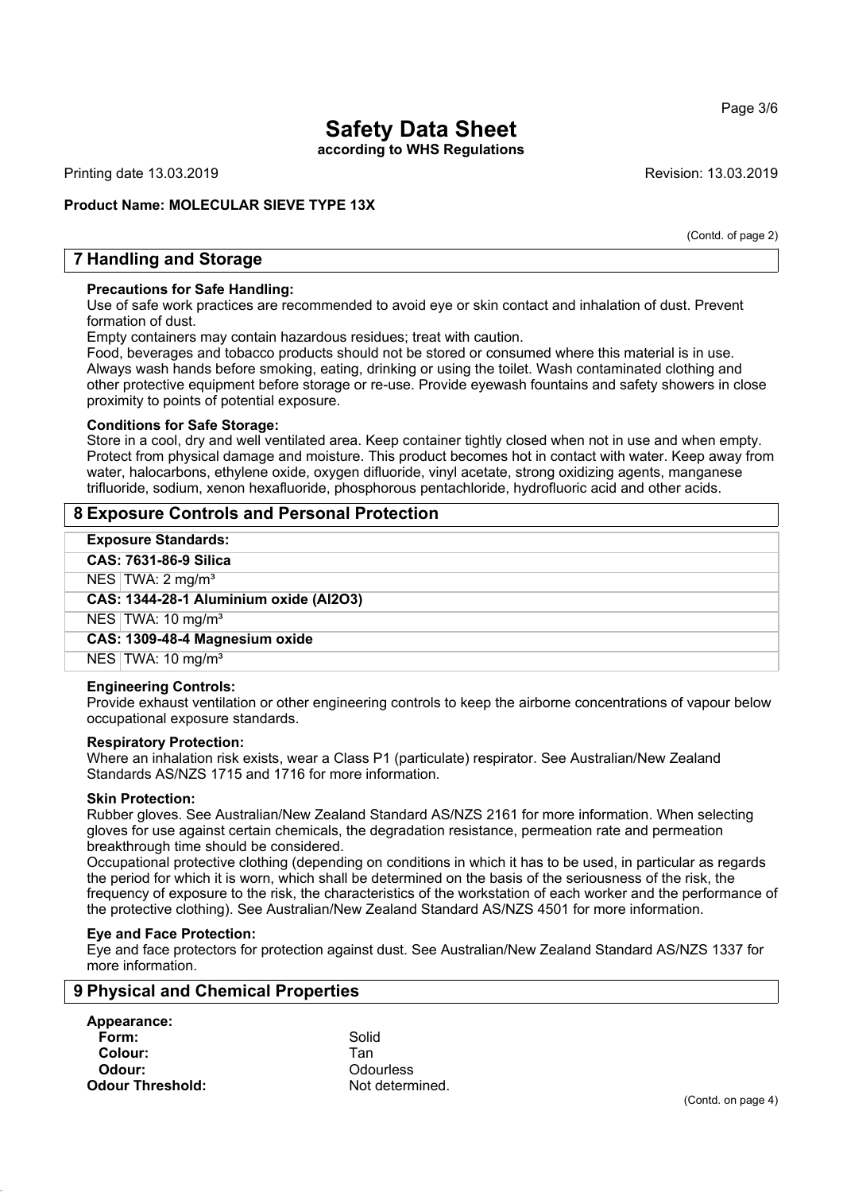# Safety Data Sheet

**according to WHS Regulations**

Printing date 13.03.2019 Revision: 13.03.2019

**Product Name: MOLECULAR SIEVE TYPE 13X**

(Contd. of page 2)

## 7 Handling and Storage

**Precautions for Safe Handling:**
Use of safe work practices are recommended to avoid eye or skin contact and inhalation of dust. Prevent formation of dust.
Empty containers may contain hazardous residues; treat with caution.
Food, beverages and tobacco products should not be stored or consumed where this material is in use. Always wash hands before smoking, eating, drinking or using the toilet. Wash contaminated clothing and other protective equipment before storage or re-use. Provide eyewash fountains and safety showers in close proximity to points of potential exposure.

**Conditions for Safe Storage:**
Store in a cool, dry and well ventilated area. Keep container tightly closed when not in use and when empty. Protect from physical damage and moisture. This product becomes hot in contact with water. Keep away from water, halocarbons, ethylene oxide, oxygen difluoride, vinyl acetate, strong oxidizing agents, manganese trifluoride, sodium, xenon hexafluoride, phosphorous pentachloride, hydrofluoric acid and other acids.

## 8 Exposure Controls and Personal Protection

**Exposure Standards:**

| | |
|---|---|
| **CAS: 7631-86-9 Silica** | |
| NES | TWA: 2 mg/m³ |
| **CAS: 1344-28-1 Aluminium oxide ($Al_2O_3$)** | |
| NES | TWA: 10 mg/m³ |
| **CAS: 1309-48-4 Magnesium oxide** | |
| NES | TWA: 10 mg/m³ |

**Engineering Controls:**
Provide exhaust ventilation or other engineering controls to keep the airborne concentrations of vapour below occupational exposure standards.

**Respiratory Protection:**
Where an inhalation risk exists, wear a Class P1 (particulate) respirator. See Australian/New Zealand Standards AS/NZS 1715 and 1716 for more information.

**Skin Protection:**
Rubber gloves. See Australian/New Zealand Standard AS/NZS 2161 for more information. When selecting gloves for use against certain chemicals, the degradation resistance, permeation rate and permeation breakthrough time should be considered.
Occupational protective clothing (depending on conditions in which it has to be used, in particular as regards the period for which it is worn, which shall be determined on the basis of the seriousness of the risk, the frequency of exposure to the risk, the characteristics of the workstation of each worker and the performance of the protective clothing). See Australian/New Zealand Standard AS/NZS 4501 for more information.

**Eye and Face Protection:**
Eye and face protectors for protection against dust. See Australian/New Zealand Standard AS/NZS 1337 for more information.

## 9 Physical and Chemical Properties

| | |
|---|---|
| **Appearance:** | |
| **Form:** | Solid |
| **Colour:** | Tan |
| **Odour:** | Odourless |
| **Odour Threshold:** | Not determined. |

(Contd. on page 4)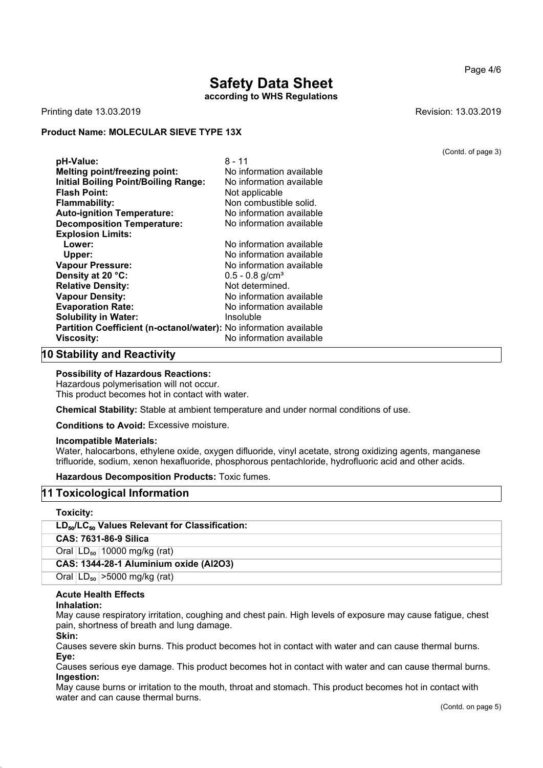# Safety Data Sheet

**according to WHS Regulations**

Printing date 13.03.2019 Revision: 13.03.2019

**Product Name: MOLECULAR SIEVE TYPE 13X**

(Contd. of page 3)

| | |
|---|---|
| **pH-Value:** | 8 - 11 |
| **Melting point/freezing point:** | No information available |
| **Initial Boiling Point/Boiling Range:** | No information available |
| **Flash Point:** | Not applicable |
| **Flammability:** | Non combustible solid. |
| **Auto-ignition Temperature:** | No information available |
| **Decomposition Temperature:** | No information available |
| **Explosion Limits:** | |
| **Lower:** | No information available |
| **Upper:** | No information available |
| **Vapour Pressure:** | No information available |
| **Density at 20 °C:** | 0.5 - 0.8 g/cm³ |
| **Relative Density:** | Not determined. |
| **Vapour Density:** | No information available |
| **Evaporation Rate:** | No information available |
| **Solubility in Water:** | Insoluble |
| **Partition Coefficient (n-octanol/water):** | No information available |
| **Viscosity:** | No information available |

## 10 Stability and Reactivity

**Possibility of Hazardous Reactions:**
Hazardous polymerisation will not occur.
This product becomes hot in contact with water.

**Chemical Stability:** Stable at ambient temperature and under normal conditions of use.

**Conditions to Avoid:** Excessive moisture.

**Incompatible Materials:**
Water, halocarbons, ethylene oxide, oxygen difluoride, vinyl acetate, strong oxidizing agents, manganese trifluoride, sodium, xenon hexafluoride, phosphorous pentachloride, hydrofluoric acid and other acids.

**Hazardous Decomposition Products:** Toxic fumes.

## 11 Toxicological Information

**Toxicity:**

| $LD_{50}$/$LC_{50}$ Values Relevant for Classification: | | |
|---|---|---|
| **CAS: 7631-86-9 Silica** | | |
| Oral | $LD_{50}$ | 10000 mg/kg (rat) |
| **CAS: 1344-28-1 Aluminium oxide (Al2O3)** | | |
| Oral | $LD_{50}$ | >5000 mg/kg (rat) |

**Acute Health Effects**

**Inhalation:**
May cause respiratory irritation, coughing and chest pain. High levels of exposure may cause fatigue, chest pain, shortness of breath and lung damage.

**Skin:**
Causes severe skin burns. This product becomes hot in contact with water and can cause thermal burns.

**Eye:**
Causes serious eye damage. This product becomes hot in contact with water and can cause thermal burns.

**Ingestion:**
May cause burns or irritation to the mouth, throat and stomach. This product becomes hot in contact with water and can cause thermal burns.

(Contd. on page 5)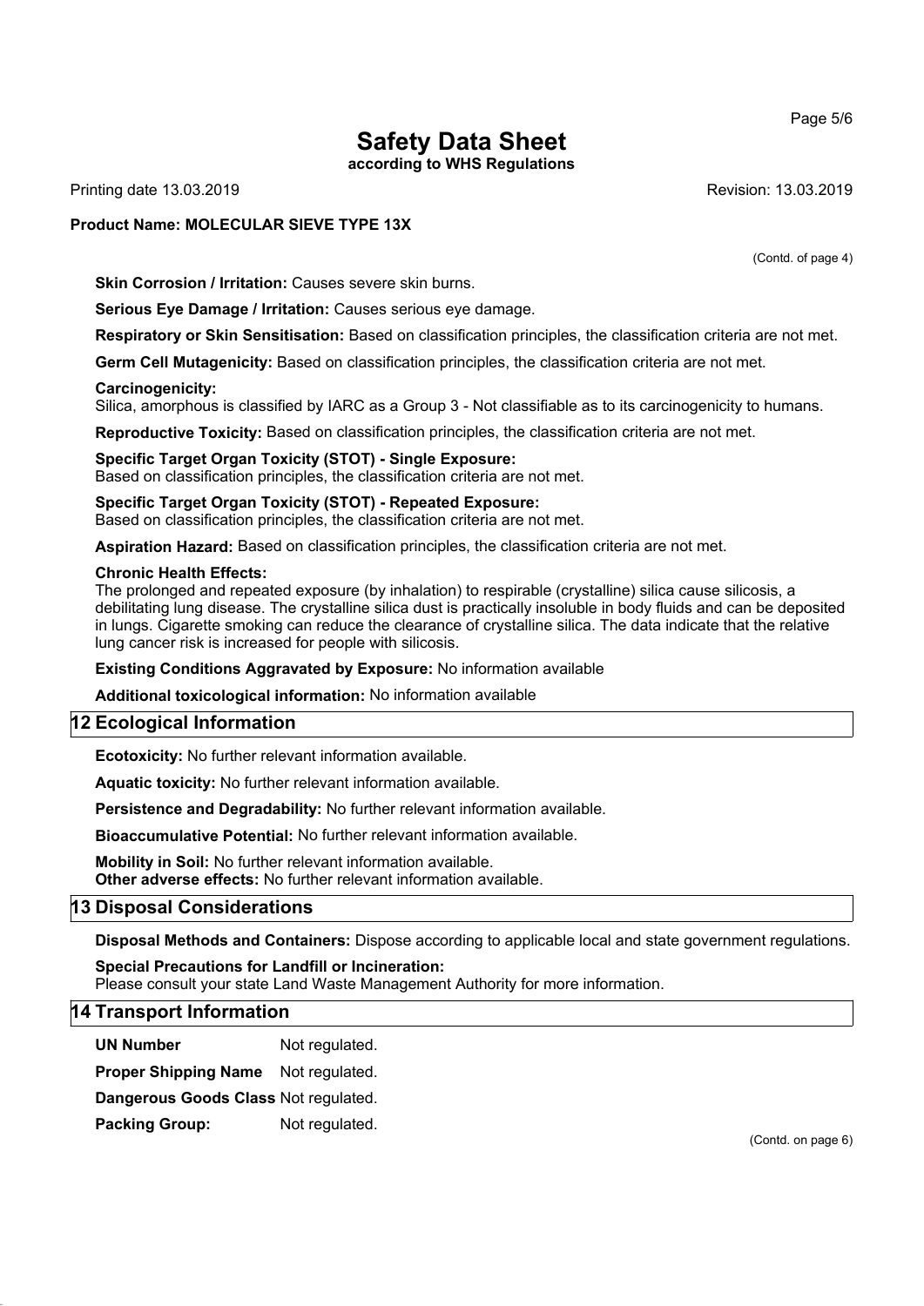**Product Name: MOLECULAR SIEVE TYPE 13X**

(Contd. of page 4)

**Skin Corrosion / Irritation:** Causes severe skin burns.

**Serious Eye Damage / Irritation:** Causes serious eye damage.

**Respiratory or Skin Sensitisation:** Based on classification principles, the classification criteria are not met.

**Germ Cell Mutagenicity:** Based on classification principles, the classification criteria are not met.

**Carcinogenicity:**
Silica, amorphous is classified by IARC as a Group 3 - Not classifiable as to its carcinogenicity to humans.

**Reproductive Toxicity:** Based on classification principles, the classification criteria are not met.

**Specific Target Organ Toxicity (STOT) - Single Exposure:**
Based on classification principles, the classification criteria are not met.

**Specific Target Organ Toxicity (STOT) - Repeated Exposure:**
Based on classification principles, the classification criteria are not met.

**Aspiration Hazard:** Based on classification principles, the classification criteria are not met.

**Chronic Health Effects:**
The prolonged and repeated exposure (by inhalation) to respirable (crystalline) silica cause silicosis, a debilitating lung disease. The crystalline silica dust is practically insoluble in body fluids and can be deposited in lungs. Cigarette smoking can reduce the clearance of crystalline silica. The data indicate that the relative lung cancer risk is increased for people with silicosis.

**Existing Conditions Aggravated by Exposure:** No information available

**Additional toxicological information:** No information available

## 12 Ecological Information

**Ecotoxicity:** No further relevant information available.

**Aquatic toxicity:** No further relevant information available.

**Persistence and Degradability:** No further relevant information available.

**Bioaccumulative Potential:** No further relevant information available.

**Mobility in Soil:** No further relevant information available.
**Other adverse effects:** No further relevant information available.

## 13 Disposal Considerations

**Disposal Methods and Containers:** Dispose according to applicable local and state government regulations.

**Special Precautions for Landfill or Incineration:**
Please consult your state Land Waste Management Authority for more information.

## 14 Transport Information

| | |
|---|---|
| **UN Number** | Not regulated. |
| **Proper Shipping Name** | Not regulated. |
| **Dangerous Goods Class** | Not regulated. |
| **Packing Group:** | Not regulated. |

(Contd. on page 6)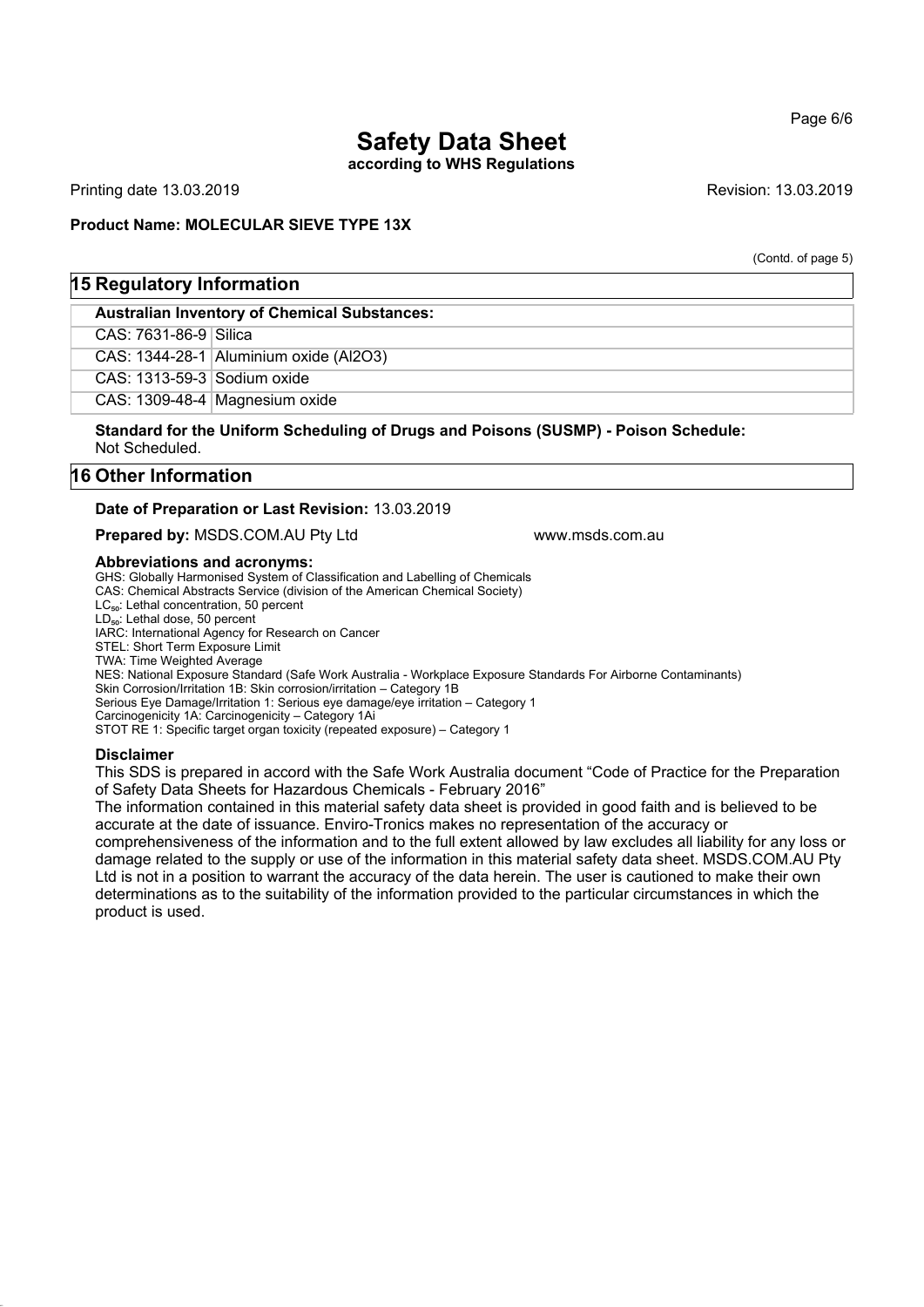(Contd. of page 5)

## 15 Regulatory Information

**Australian Inventory of Chemical Substances:**

| | |
|---|---|
| CAS: 7631-86-9 | Silica |
| CAS: 1344-28-1 | Aluminium oxide (Al2O3) |
| CAS: 1313-59-3 | Sodium oxide |
| CAS: 1309-48-4 | Magnesium oxide |

**Standard for the Uniform Scheduling of Drugs and Poisons (SUSMP) - Poison Schedule:**
Not Scheduled.

## 16 Other Information

**Date of Preparation or Last Revision:** 13.03.2019

**Prepared by:** MSDS.COM.AU Pty Ltd www.msds.com.au

**Abbreviations and acronyms:**
GHS: Globally Harmonised System of Classification and Labelling of Chemicals
CAS: Chemical Abstracts Service (division of the American Chemical Society)
$LC_{50}$: Lethal concentration, 50 percent
$LD_{50}$: Lethal dose, 50 percent
IARC: International Agency for Research on Cancer
STEL: Short Term Exposure Limit
TWA: Time Weighted Average
NES: National Exposure Standard (Safe Work Australia - Workplace Exposure Standards For Airborne Contaminants)
Skin Corrosion/Irritation 1B: Skin corrosion/irritation – Category 1B
Serious Eye Damage/Irritation 1: Serious eye damage/eye irritation – Category 1
Carcinogenicity 1A: Carcinogenicity – Category 1Ai
STOT RE 1: Specific target organ toxicity (repeated exposure) – Category 1

**Disclaimer**
This SDS is prepared in accord with the Safe Work Australia document "Code of Practice for the Preparation of Safety Data Sheets for Hazardous Chemicals - February 2016"
The information contained in this material safety data sheet is provided in good faith and is believed to be accurate at the date of issuance. Enviro-Tronics makes no representation of the accuracy or comprehensiveness of the information and to the full extent allowed by law excludes all liability for any loss or damage related to the supply or use of the information in this material safety data sheet. MSDS.COM.AU Pty Ltd is not in a position to warrant the accuracy of the data herein. The user is cautioned to make their own determinations as to the suitability of the information provided to the particular circumstances in which the product is used.